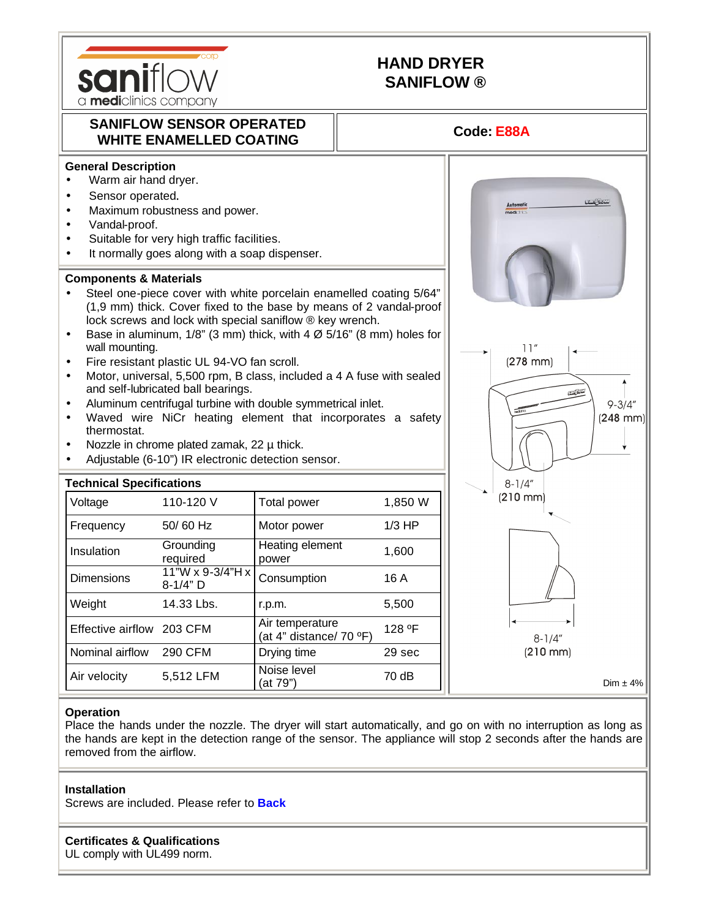saniflow
a mediclinics company

# HAND DRYER SANIFLOW ®

## SANIFLOW SENSOR OPERATED WHITE ENAMELLED COATING

**Code: E88A**

### General Description

- Warm air hand dryer.
- Sensor operated.
- Maximum robustness and power.
- Vandal-proof.
- Suitable for very high traffic facilities.
- It normally goes along with a soap dispenser.

### Components & Materials

- Steel one-piece cover with white porcelain enamelled coating 5/64" (1,9 mm) thick. Cover fixed to the base by means of 2 vandal-proof lock screws and lock with special saniflow ® key wrench.
- Base in aluminum, 1/8" (3 mm) thick, with 4 Ø 5/16" (8 mm) holes for wall mounting.
- Fire resistant plastic UL 94-VO fan scroll.
- Motor, universal, 5,500 rpm, B class, included a 4 A fuse with sealed and self-lubricated ball bearings.
- Aluminum centrifugal turbine with double symmetrical inlet.
- Waved wire NiCr heating element that incorporates a safety thermostat.
- Nozzle in chrome plated zamak, 22 µ thick.
- Adjustable (6-10") IR electronic detection sensor.

### Technical Specifications

| | | | |
|---|---|---|---|
| Voltage | 110-120 V | Total power | 1,850 W |
| Frequency | 50/ 60 Hz | Motor power | 1/3 HP |
| Insulation | Grounding required | Heating element power | 1,600 |
| Dimensions | 11"W x 9-3/4"H x 8-1/4" D | Consumption | 16 A |
| Weight | 14.33 Lbs. | r.p.m. | 5,500 |
| Effective airflow | 203 CFM | Air temperature (at 4" distance/ 70 ºF) | 128 ºF |
| Nominal airflow | 290 CFM | Drying time | 29 sec |
| Air velocity | 5,512 LFM | Noise level (at 79") | 70 dB |

11" (278 mm)

9-3/4" (248 mm)

8-1/4" (210 mm)

8-1/4" (210 mm)

Dim ± 4%

### Operation

Place the hands under the nozzle. The dryer will start automatically, and go on with no interruption as long as the hands are kept in the detection range of the sensor. The appliance will stop 2 seconds after the hands are removed from the airflow.

### Installation

Screws are included. Please refer to **Back**

### Certificates & Qualifications

UL comply with UL499 norm.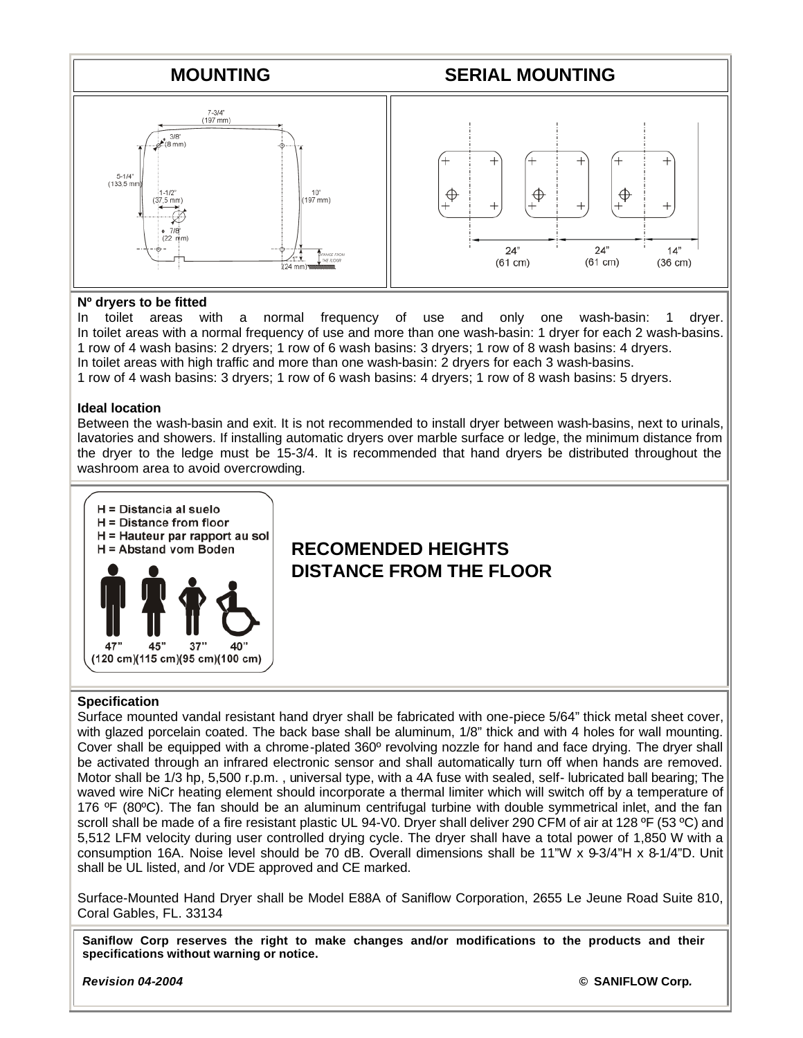## MOUNTING

7-3/4"
(197 mm)

3/8"
(8 mm)

5-1/4"
(133,5 mm)

1-1/2"
(37,5 mm)

10"
(197 mm)

7/8"
(22 mm)

(24 mm)

DISTANCE FROM THE FLOOR

## SERIAL MOUNTING

24"
(61 cm)

24"
(61 cm)

14"
(36 cm)

**Nº dryers to be fitted**

In toilet areas with a normal frequency of use and only one wash-basin: 1 dryer.
In toilet areas with a normal frequency of use and more than one wash-basin: 1 dryer for each 2 wash-basins.
1 row of 4 wash basins: 2 dryers; 1 row of 6 wash basins: 3 dryers; 1 row of 8 wash basins: 4 dryers.
In toilet areas with high traffic and more than one wash-basin: 2 dryers for each 3 wash-basins.
1 row of 4 wash basins: 3 dryers; 1 row of 6 wash basins: 4 dryers; 1 row of 8 wash basins: 5 dryers.

**Ideal location**

Between the wash-basin and exit. It is not recommended to install dryer between wash-basins, next to urinals, lavatories and showers. If installing automatic dryers over marble surface or ledge, the minimum distance from the dryer to the ledge must be 15-3/4. It is recommended that hand dryers be distributed throughout the washroom area to avoid overcrowding.

H = Distancia al suelo
H = Distance from floor
H = Hauteur par rapport au sol
H = Abstand vom Boden

47" (120 cm) 45" (115 cm) 37" (95 cm) 40" (100 cm)

## RECOMENDED HEIGHTS DISTANCE FROM THE FLOOR

**Specification**

Surface mounted vandal resistant hand dryer shall be fabricated with one-piece 5/64" thick metal sheet cover, with glazed porcelain coated. The back base shall be aluminum, 1/8" thick and with 4 holes for wall mounting. Cover shall be equipped with a chrome-plated 360º revolving nozzle for hand and face drying. The dryer shall be activated through an infrared electronic sensor and shall automatically turn off when hands are removed. Motor shall be 1/3 hp, 5,500 r.p.m. , universal type, with a 4A fuse with sealed, self- lubricated ball bearing; The waved wire NiCr heating element should incorporate a thermal limiter which will switch off by a temperature of 176 ºF (80ºC). The fan should be an aluminum centrifugal turbine with double symmetrical inlet, and the fan scroll shall be made of a fire resistant plastic UL 94-V0. Dryer shall deliver 290 CFM of air at 128 ºF (53 ºC) and 5,512 LFM velocity during user controlled drying cycle. The dryer shall have a total power of 1,850 W with a consumption 16A. Noise level should be 70 dB. Overall dimensions shall be 11"W x 9-3/4"H x 8-1/4"D. Unit shall be UL listed, and /or VDE approved and CE marked.

Surface-Mounted Hand Dryer shall be Model E88A of Saniflow Corporation, 2655 Le Jeune Road Suite 810, Coral Gables, FL. 33134

**Saniflow Corp reserves the right to make changes and/or modifications to the products and their specifications without warning or notice.**

***Revision 04-2004*** **© SANIFLOW Corp.**